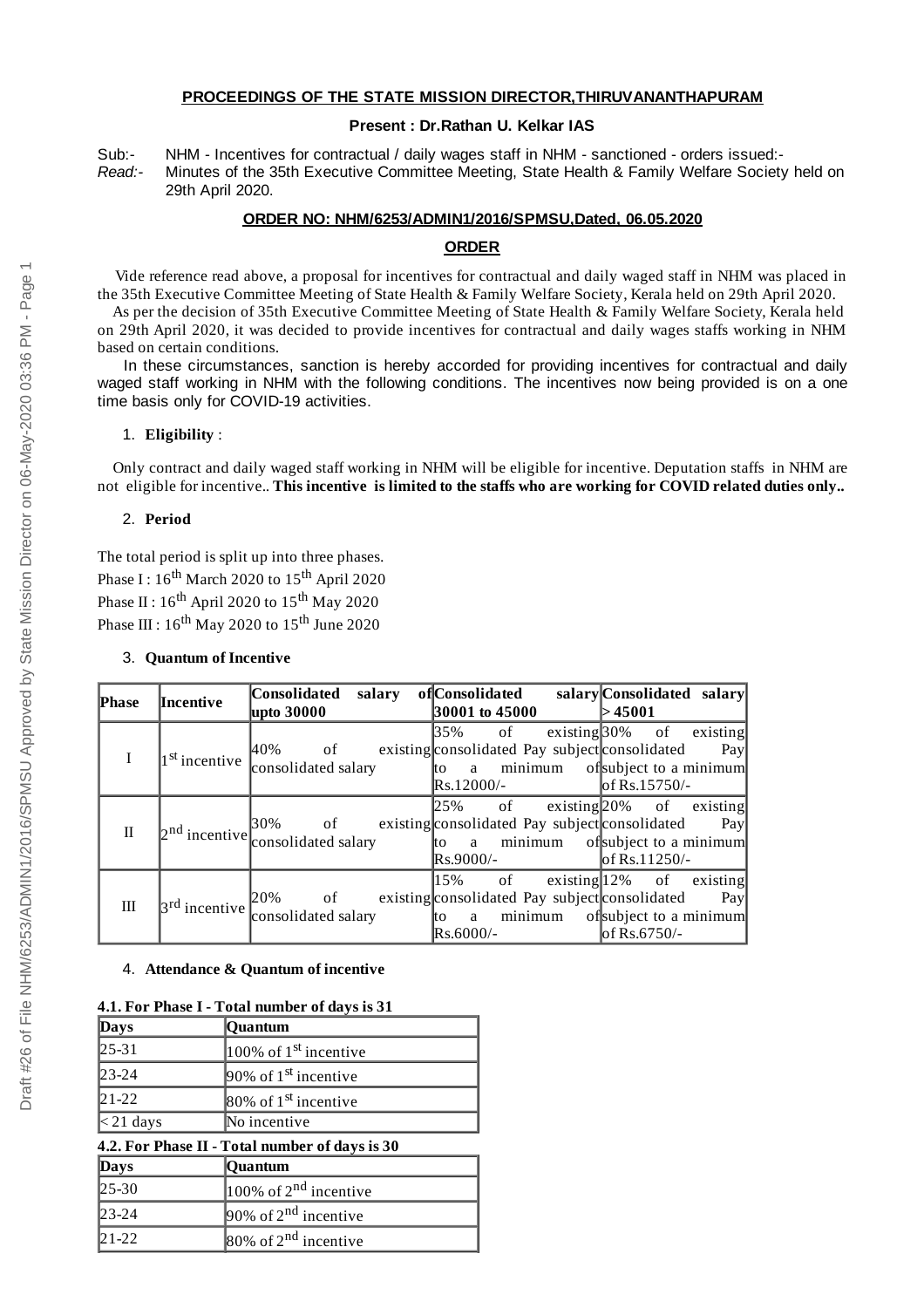**PROCEEDINGS OF THE STATE MISSION DIRECTOR,THIRUVANANTHAPURAM**

**Present : Dr.Rathan U. Kelkar IAS**

Sub:- NHM - Incentives for contractual / daily wages staff in NHM - sanctioned - orders issued:-
*Read:-* Minutes of the 35th Executive Committee Meeting, State Health & Family Welfare Society held on 29th April 2020.

**ORDER NO: NHM/6253/ADMIN1/2016/SPMSU,Dated, 06.05.2020**

**ORDER**

Vide reference read above, a proposal for incentives for contractual and daily waged staff in NHM was placed in the 35th Executive Committee Meeting of State Health & Family Welfare Society, Kerala held on 29th April 2020.

As per the decision of 35th Executive Committee Meeting of State Health & Family Welfare Society, Kerala held on 29th April 2020, it was decided to provide incentives for contractual and daily wages staffs working in NHM based on certain conditions.

In these circumstances, sanction is hereby accorded for providing incentives for contractual and daily waged staff working in NHM with the following conditions. The incentives now being provided is on a one time basis only for COVID-19 activities.

1. **Eligibility** :

Only contract and daily waged staff working in NHM will be eligible for incentive. Deputation staffs in NHM are not eligible for incentive.. **This incentive is limited to the staffs who are working for COVID related duties only..**

2. **Period**

The total period is split up into three phases.
Phase I : 16th March 2020 to 15th April 2020
Phase II : 16th April 2020 to 15th May 2020
Phase III : 16th May 2020 to 15th June 2020

3. **Quantum of Incentive**

| Phase | Incentive | Consolidated salary of upto 30000 | Consolidated salary 30001 to 45000 | Consolidated salary > 45001 |
|---|---|---|---|---|
| I | 1st incentive | 40% of existing consolidated salary | 35% of existing consolidated Pay subject to a minimum of Rs.12000/- | 30% of existing consolidated Pay subject to a minimum of Rs.15750/- |
| II | 2nd incentive | 30% of existing consolidated salary | 25% of existing consolidated Pay subject to a minimum of Rs.9000/- | 20% of existing consolidated Pay subject to a minimum of Rs.11250/- |
| III | 3rd incentive | 20% of existing consolidated salary | 15% of existing consolidated Pay subject to a minimum of Rs.6000/- | 12% of existing consolidated Pay subject to a minimum of Rs.6750/- |

4. **Attendance & Quantum of incentive**

**4.1. For Phase I - Total number of days is 31**

| Days | Quantum |
|---|---|
| 25-31 | 100% of 1st incentive |
| 23-24 | 90% of 1st incentive |
| 21-22 | 80% of 1st incentive |
| < 21 days | No incentive |

**4.2. For Phase II - Total number of days is 30**

| Days | Quantum |
|---|---|
| 25-30 | 100% of 2nd incentive |
| 23-24 | 90% of 2nd incentive |
| 21-22 | 80% of 2nd incentive |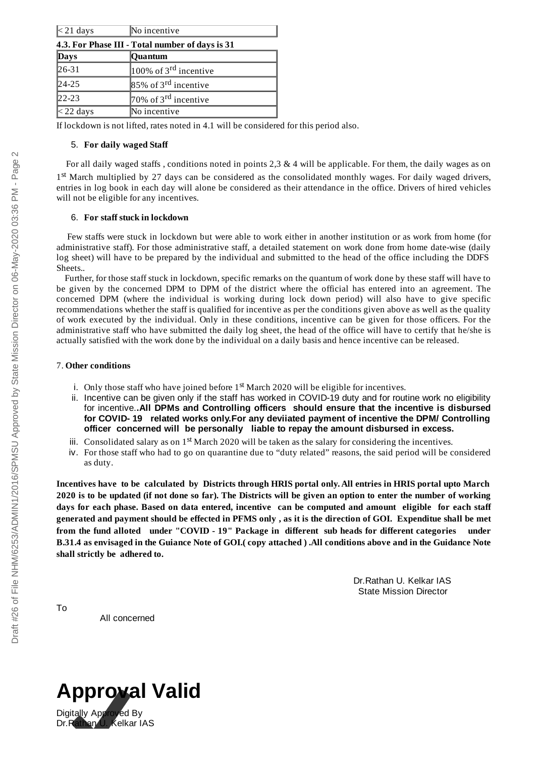| | |
|---|---|
| < 21 days | No incentive |

**4.3. For Phase III - Total number of days is 31**

| Days | Quantum |
|---|---|
| 26-31 | 100% of 3rd incentive |
| 24-25 | 85% of 3rd incentive |
| 22-23 | 70% of 3rd incentive |
| < 22 days | No incentive |

If lockdown is not lifted, rates noted in 4.1 will be considered for this period also.

5. **For daily waged Staff**

For all daily waged staffs , conditions noted in points 2,3 & 4 will be applicable. For them, the daily wages as on 1st March multiplied by 27 days can be considered as the consolidated monthly wages. For daily waged drivers, entries in log book in each day will alone be considered as their attendance in the office. Drivers of hired vehicles will not be eligible for any incentives.

6. **For staff stuck in lockdown**

Few staffs were stuck in lockdown but were able to work either in another institution or as work from home (for administrative staff). For those administrative staff, a detailed statement on work done from home date-wise (daily log sheet) will have to be prepared by the individual and submitted to the head of the office including the DDFS Sheets..

Further, for those staff stuck in lockdown, specific remarks on the quantum of work done by these staff will have to be given by the concerned DPM to DPM of the district where the official has entered into an agreement. The concerned DPM (where the individual is working during lock down period) will also have to give specific recommendations whether the staff is qualified for incentive as per the conditions given above as well as the quality of work executed by the individual. Only in these conditions, incentive can be given for those officers. For the administrative staff who have submitted the daily log sheet, the head of the office will have to certify that he/she is actually satisfied with the work done by the individual on a daily basis and hence incentive can be released.

7. **Other conditions**

i. Only those staff who have joined before 1st March 2020 will be eligible for incentives.
ii. Incentive can be given only if the staff has worked in COVID-19 duty and for routine work no eligibility for incentive..**All DPMs and Controlling officers should ensure that the incentive is disbursed for COVID- 19 related works only.For any deviiated payment of incentive the DPM/ Controlling officer concerned will be personally liable to repay the amount disbursed in excess.**
iii. Consolidated salary as on 1st March 2020 will be taken as the salary for considering the incentives.
iv. For those staff who had to go on quarantine due to "duty related" reasons, the said period will be considered as duty.

**Incentives have to be calculated by Districts through HRIS portal only. All entries in HRIS portal upto March 2020 is to be updated (if not done so far). The Districts will be given an option to enter the number of working days for each phase. Based on data entered, incentive can be computed and amount eligible for each staff generated and payment should be effected in PFMS only , as it is the direction of GOI. Expenditue shall be met from the fund alloted under "COVID - 19" Package in different sub heads for different categories under B.31.4 as envisaged in the Guiance Note of GOI.( copy attached ) .All conditions above and in the Guidance Note shall strictly be adhered to.**

Dr.Rathan U. Kelkar IAS
State Mission Director

To

All concerned

**Approval Valid**

Digitally Approved By
Dr.Rathan U. Kelkar IAS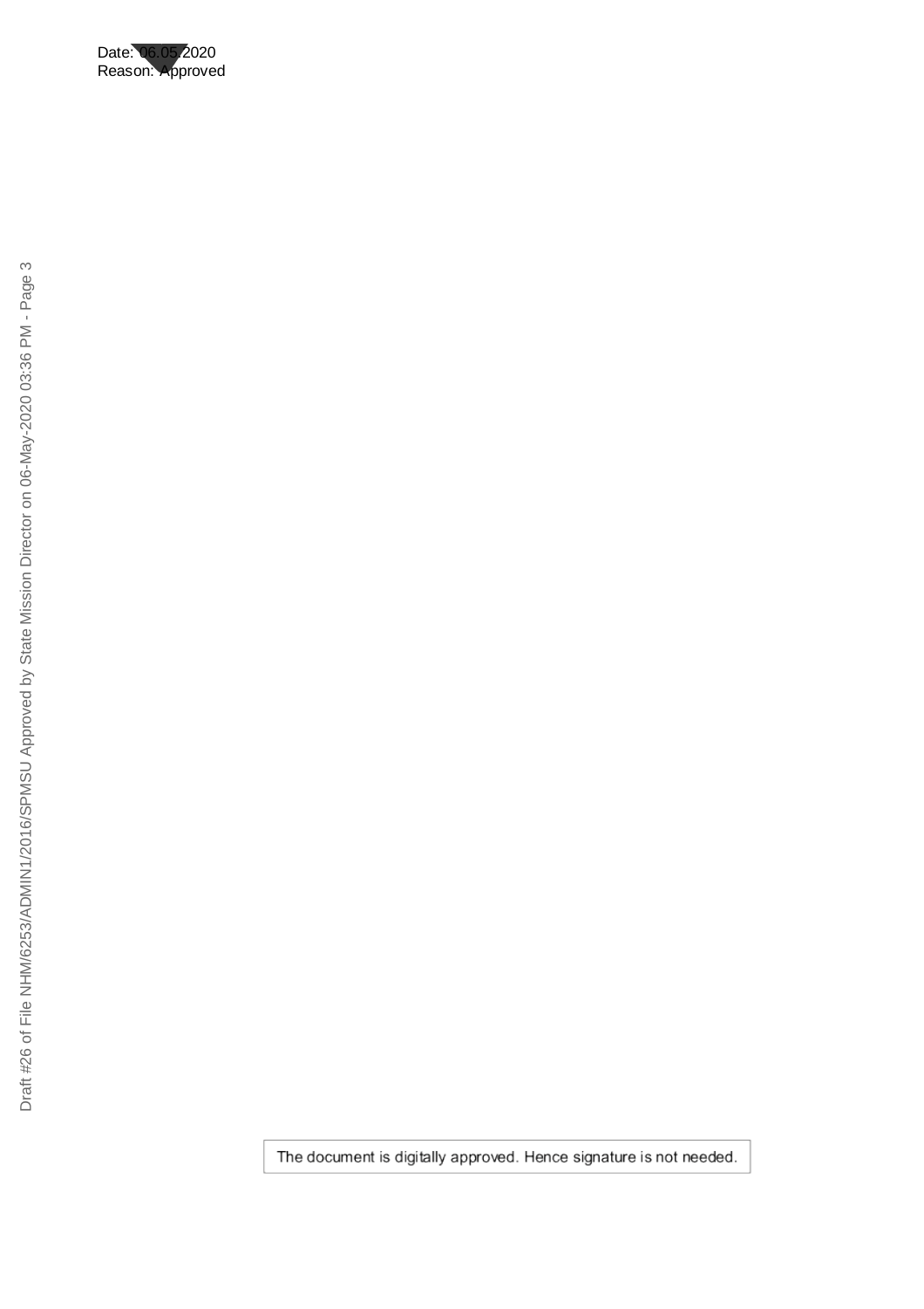Date: 06.05.2020
Reason: Approved

Draft #26 of File NHM/6253/ADMIN1/2016/SPMSU Approved by State Mission Director on 06-May-2020 03:36 PM

The document is digitally approved. Hence signature is not needed.